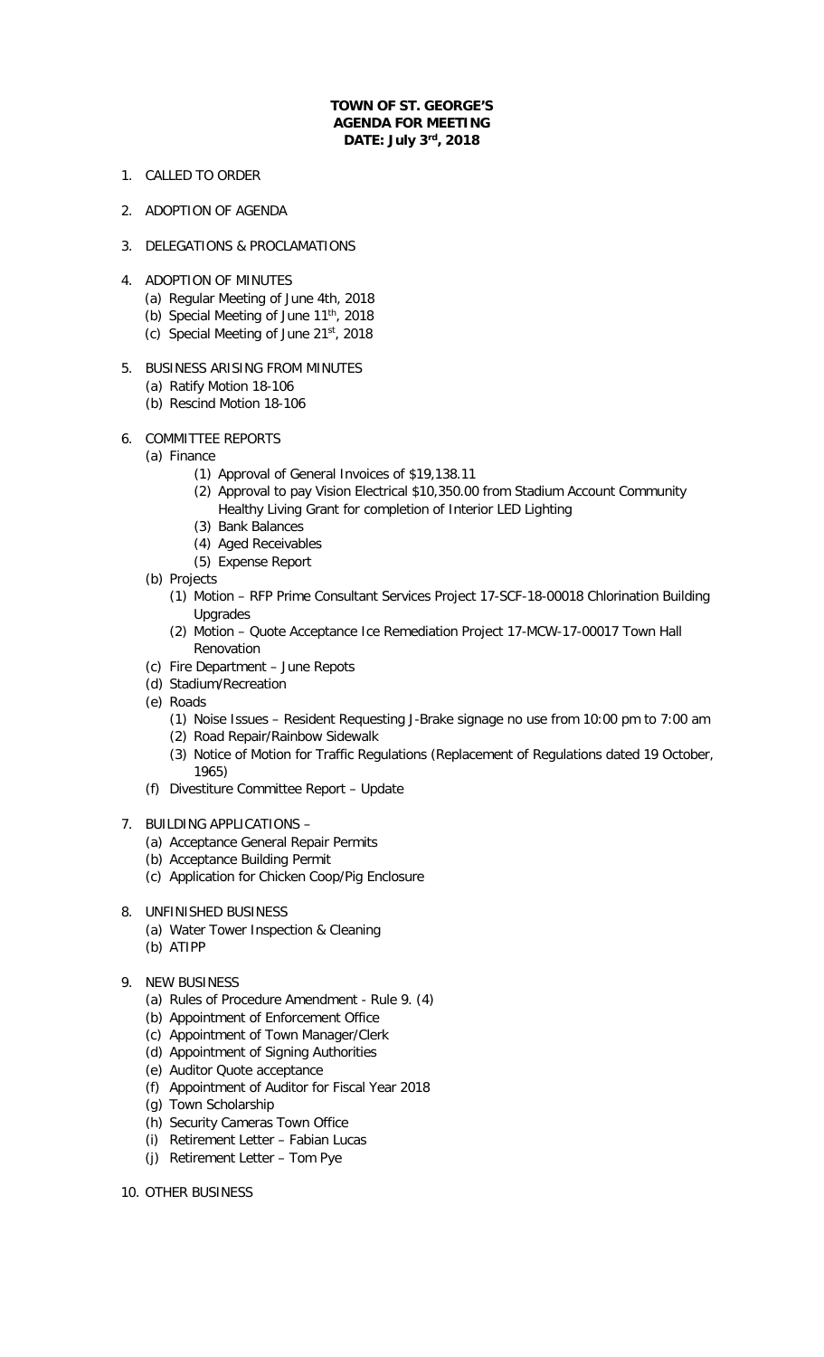**TOWN OF ST. GEORGE'S**
**AGENDA FOR MEETING**
**DATE: July 3rd, 2018**

1. CALLED TO ORDER
2. ADOPTION OF AGENDA
3. DELEGATIONS & PROCLAMATIONS
4. ADOPTION OF MINUTES
   - (a) Regular Meeting of June 4th, 2018
   - (b) Special Meeting of June 11th, 2018
   - (c) Special Meeting of June 21st, 2018
5. BUSINESS ARISING FROM MINUTES
   - (a) Ratify Motion 18-106
   - (b) Rescind Motion 18-106
6. COMMITTEE REPORTS
   - (a) Finance
     - (1) Approval of General Invoices of $19,138.11
     - (2) Approval to pay Vision Electrical $10,350.00 from Stadium Account Community Healthy Living Grant for completion of Interior LED Lighting
     - (3) Bank Balances
     - (4) Aged Receivables
     - (5) Expense Report
   - (b) Projects
     - (1) Motion – RFP Prime Consultant Services Project 17-SCF-18-00018 Chlorination Building Upgrades
     - (2) Motion – Quote Acceptance Ice Remediation Project 17-MCW-17-00017 Town Hall Renovation
   - (c) Fire Department – June Repots
   - (d) Stadium/Recreation
   - (e) Roads
     - (1) Noise Issues – Resident Requesting J-Brake signage no use from 10:00 pm to 7:00 am
     - (2) Road Repair/Rainbow Sidewalk
     - (3) Notice of Motion for Traffic Regulations (Replacement of Regulations dated 19 October, 1965)
   - (f) Divestiture Committee Report – Update
7. BUILDING APPLICATIONS –
   - (a) Acceptance General Repair Permits
   - (b) Acceptance Building Permit
   - (c) Application for Chicken Coop/Pig Enclosure
8. UNFINISHED BUSINESS
   - (a) Water Tower Inspection & Cleaning
   - (b) ATIPP
9. NEW BUSINESS
   - (a) Rules of Procedure Amendment - Rule 9. (4)
   - (b) Appointment of Enforcement Office
   - (c) Appointment of Town Manager/Clerk
   - (d) Appointment of Signing Authorities
   - (e) Auditor Quote acceptance
   - (f) Appointment of Auditor for Fiscal Year 2018
   - (g) Town Scholarship
   - (h) Security Cameras Town Office
   - (i) Retirement Letter – Fabian Lucas
   - (j) Retirement Letter – Tom Pye
10. OTHER BUSINESS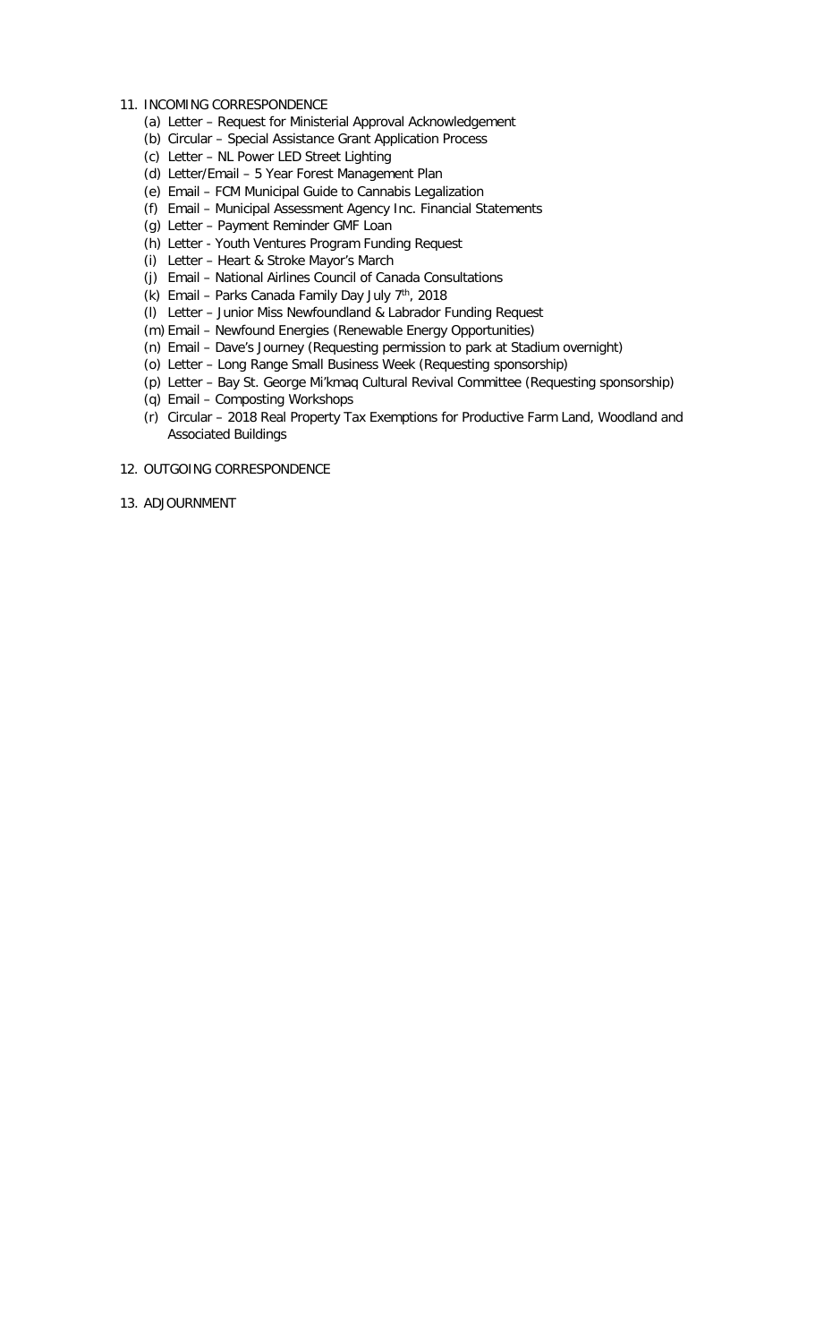11. INCOMING CORRESPONDENCE
    (a) Letter – Request for Ministerial Approval Acknowledgement
    (b) Circular – Special Assistance Grant Application Process
    (c) Letter – NL Power LED Street Lighting
    (d) Letter/Email – 5 Year Forest Management Plan
    (e) Email – FCM Municipal Guide to Cannabis Legalization
    (f) Email – Municipal Assessment Agency Inc. Financial Statements
    (g) Letter – Payment Reminder GMF Loan
    (h) Letter - Youth Ventures Program Funding Request
    (i) Letter – Heart & Stroke Mayor's March
    (j) Email – National Airlines Council of Canada Consultations
    (k) Email – Parks Canada Family Day July 7th, 2018
    (l) Letter – Junior Miss Newfoundland & Labrador Funding Request
    (m) Email – Newfound Energies (Renewable Energy Opportunities)
    (n) Email – Dave's Journey (Requesting permission to park at Stadium overnight)
    (o) Letter – Long Range Small Business Week (Requesting sponsorship)
    (p) Letter – Bay St. George Mi'kmaq Cultural Revival Committee (Requesting sponsorship)
    (q) Email – Composting Workshops
    (r) Circular – 2018 Real Property Tax Exemptions for Productive Farm Land, Woodland and Associated Buildings

12. OUTGOING CORRESPONDENCE

13. ADJOURNMENT